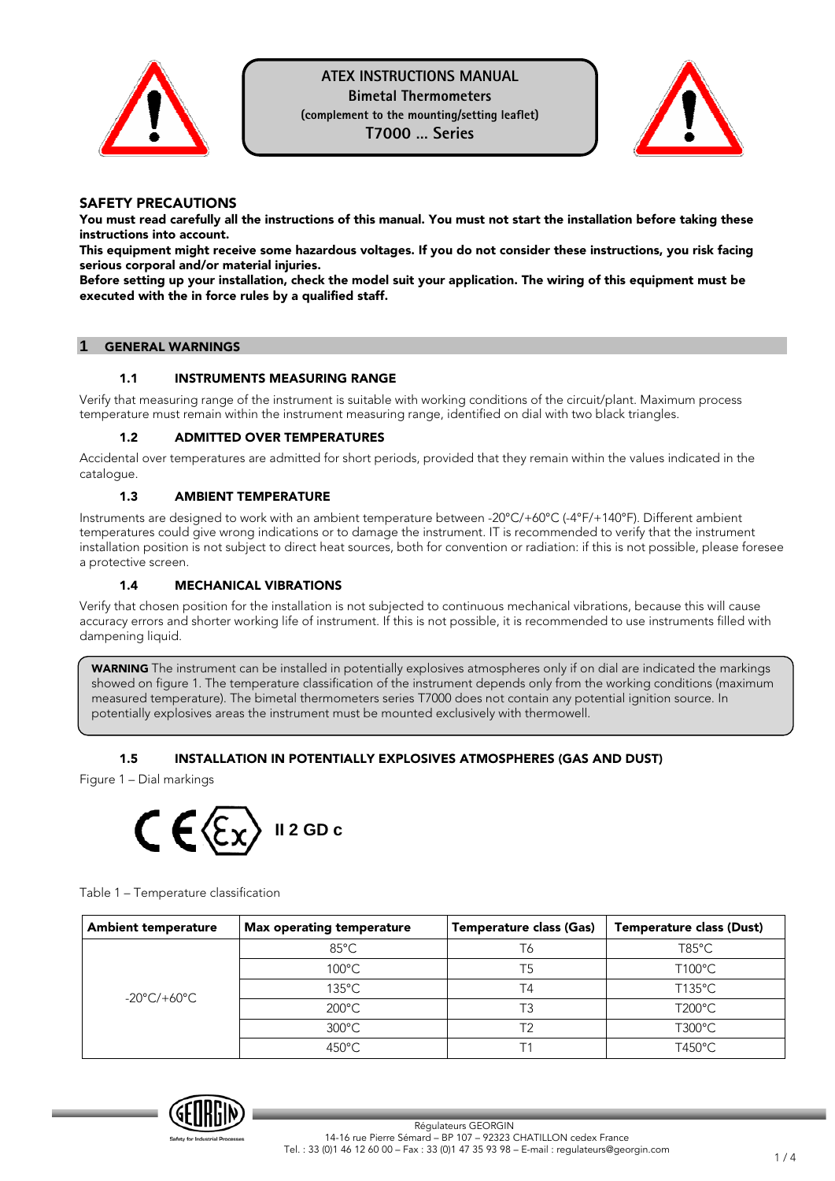# ATEX INSTRUCTIONS MANUAL

**Bimetal Thermometers**

**(complement to the mounting/setting leaflet)**

**T7000 … Series**

## SAFETY PRECAUTIONS

**You must read carefully all the instructions of this manual. You must not start the installation before taking these instructions into account.**

**This equipment might receive some hazardous voltages. If you do not consider these instructions, you risk facing serious corporal and/or material injuries.**

**Before setting up your installation, check the model suit your application. The wiring of this equipment must be executed with the in force rules by a qualified staff.**

## 1 GENERAL WARNINGS

### 1.1 INSTRUMENTS MEASURING RANGE

Verify that measuring range of the instrument is suitable with working conditions of the circuit/plant. Maximum process temperature must remain within the instrument measuring range, identified on dial with two black triangles.

### 1.2 ADMITTED OVER TEMPERATURES

Accidental over temperatures are admitted for short periods, provided that they remain within the values indicated in the catalogue.

### 1.3 AMBIENT TEMPERATURE

Instruments are designed to work with an ambient temperature between -20°C/+60°C (-4°F/+140°F). Different ambient temperatures could give wrong indications or to damage the instrument. IT is recommended to verify that the instrument installation position is not subject to direct heat sources, both for convention or radiation: if this is not possible, please foresee a protective screen.

### 1.4 MECHANICAL VIBRATIONS

Verify that chosen position for the installation is not subjected to continuous mechanical vibrations, because this will cause accuracy errors and shorter working life of instrument. If this is not possible, it is recommended to use instruments filled with dampening liquid.

> **WARNING** The instrument can be installed in potentially explosives atmospheres only if on dial are indicated the markings showed on figure 1. The temperature classification of the instrument depends only from the working conditions (maximum measured temperature). The bimetal thermometers series T7000 does not contain any potential ignition source. In potentially explosives areas the instrument must be mounted exclusively with thermowell.

### 1.5 INSTALLATION IN POTENTIALLY EXPLOSIVES ATMOSPHERES (GAS AND DUST)

Figure 1 – Dial markings

CE Ex **II 2 GD c**

Table 1 – Temperature classification

| Ambient temperature | Max operating temperature | Temperature class (Gas) | Temperature class (Dust) |
|---|---|---|---|
| -20°C/+60°C | 85°C | T6 | T85°C |
| | 100°C | T5 | T100°C |
| | 135°C | T4 | T135°C |
| | 200°C | T3 | T200°C |
| | 300°C | T2 | T300°C |
| | 450°C | T1 | T450°C |

Régulateurs GEORGIN
14-16 rue Pierre Sémard – BP 107 – 92323 CHATILLON cedex France
Tel. : 33 (0)1 46 12 60 00 – Fax : 33 (0)1 47 35 93 98 – E-mail : regulateurs@georgin.com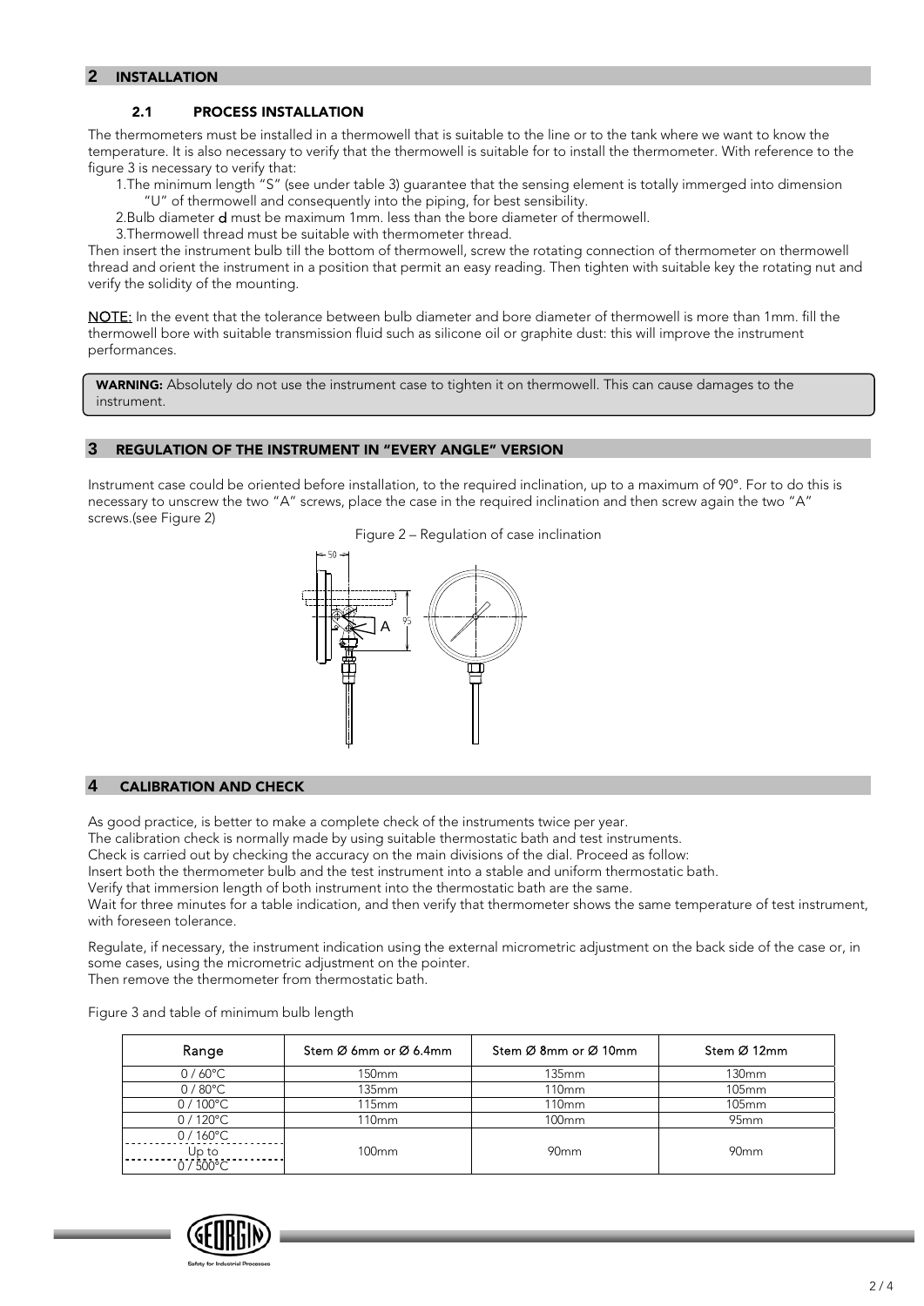## 2 INSTALLATION

### 2.1 PROCESS INSTALLATION

The thermometers must be installed in a thermowell that is suitable to the line or to the tank where we want to know the temperature. It is also necessary to verify that the thermowell is suitable for to install the thermometer. With reference to the figure 3 is necessary to verify that:

1. The minimum length "S" (see under table 3) guarantee that the sensing element is totally immerged into dimension "U" of thermowell and consequently into the piping, for best sensibility.
2. Bulb diameter **d** must be maximum 1mm. less than the bore diameter of thermowell.
3. Thermowell thread must be suitable with thermometer thread.

Then insert the instrument bulb till the bottom of thermowell, screw the rotating connection of thermometer on thermowell thread and orient the instrument in a position that permit an easy reading. Then tighten with suitable key the rotating nut and verify the solidity of the mounting.

NOTE: In the event that the tolerance between bulb diameter and bore diameter of thermowell is more than 1mm. fill the thermowell bore with suitable transmission fluid such as silicone oil or graphite dust: this will improve the instrument performances.

**WARNING:** Absolutely do not use the instrument case to tighten it on thermowell. This can cause damages to the instrument.

## 3 REGULATION OF THE INSTRUMENT IN "EVERY ANGLE" VERSION

Instrument case could be oriented before installation, to the required inclination, up to a maximum of 90°. For to do this is necessary to unscrew the two "A" screws, place the case in the required inclination and then screw again the two "A" screws.(see Figure 2)

Figure 2 – Regulation of case inclination

## 4 CALIBRATION AND CHECK

As good practice, is better to make a complete check of the instruments twice per year.
The calibration check is normally made by using suitable thermostatic bath and test instruments.
Check is carried out by checking the accuracy on the main divisions of the dial. Proceed as follow:
Insert both the thermometer bulb and the test instrument into a stable and uniform thermostatic bath.
Verify that immersion length of both instrument into the thermostatic bath are the same.
Wait for three minutes for a table indication, and then verify that thermometer shows the same temperature of test instrument, with foreseen tolerance.

Regulate, if necessary, the instrument indication using the external micrometric adjustment on the back side of the case or, in some cases, using the micrometric adjustment on the pointer.
Then remove the thermometer from thermostatic bath.

Figure 3 and table of minimum bulb length

| Range | Stem Ø 6mm or Ø 6.4mm | Stem Ø 8mm or Ø 10mm | Stem Ø 12mm |
|---|---|---|---|
| 0 / 60°C | 150mm | 135mm | 130mm |
| 0 / 80°C | 135mm | 110mm | 105mm |
| 0 / 100°C | 115mm | 110mm | 105mm |
| 0 / 120°C | 110mm | 100mm | 95mm |
| 0 / 160°C Up to 0 / 500°C | 100mm | 90mm | 90mm |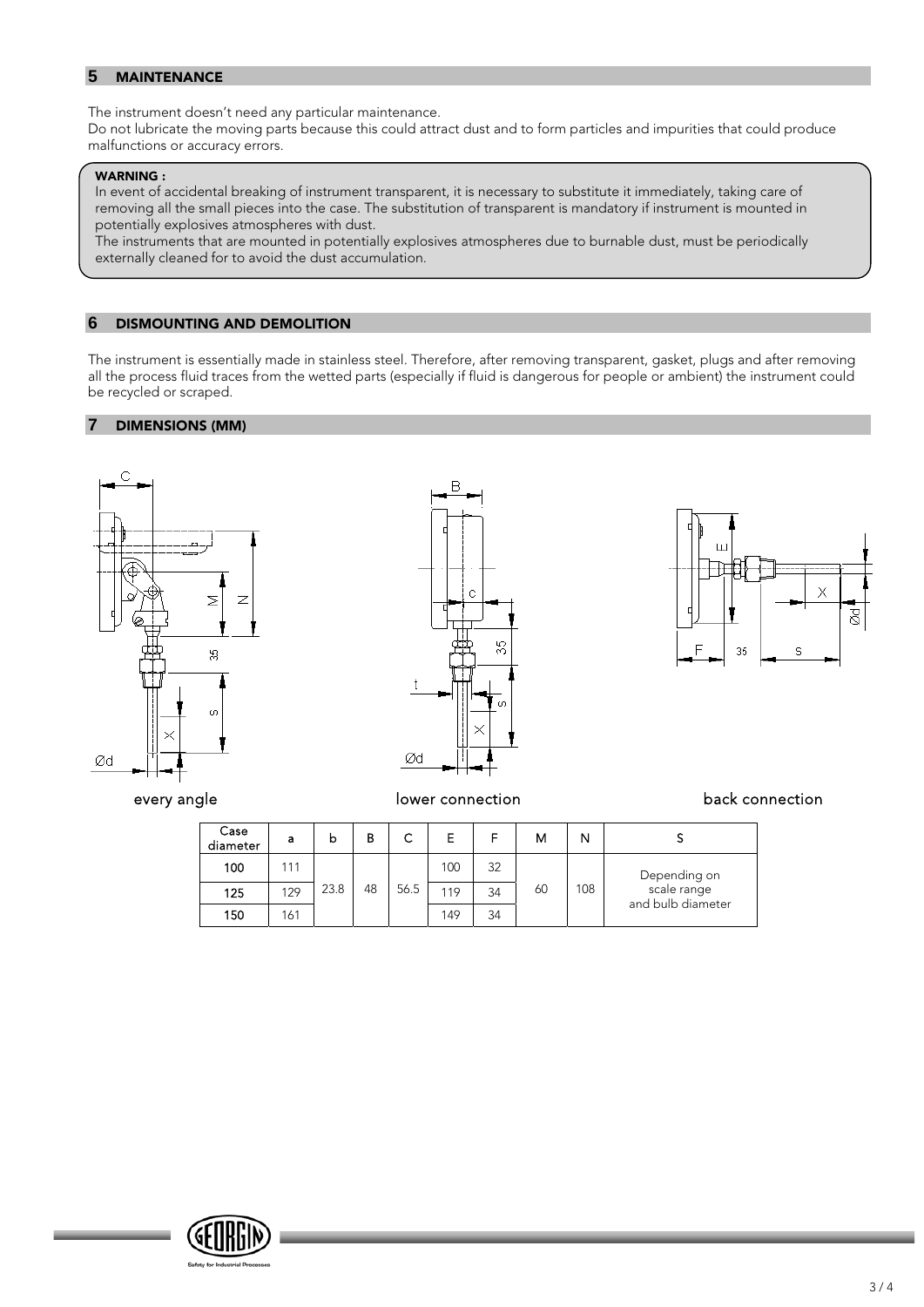## 5 MAINTENANCE

The instrument doesn't need any particular maintenance.
Do not lubricate the moving parts because this could attract dust and to form particles and impurities that could produce malfunctions or accuracy errors.

**WARNING :**
In event of accidental breaking of instrument transparent, it is necessary to substitute it immediately, taking care of removing all the small pieces into the case. The substitution of transparent is mandatory if instrument is mounted in potentially explosives atmospheres with dust.
The instruments that are mounted in potentially explosives atmospheres due to burnable dust, must be periodically externally cleaned for to avoid the dust accumulation.

## 6 DISMOUNTING AND DEMOLITION

The instrument is essentially made in stainless steel. Therefore, after removing transparent, gasket, plugs and after removing all the process fluid traces from the wetted parts (especially if fluid is dangerous for people or ambient) the instrument could be recycled or scraped.

## 7 DIMENSIONS (MM)

every angle

lower connection

back connection

| Case diameter | a | b | B | C | E | F | M | N | S |
|---|---|---|---|---|---|---|---|---|---|
| 100 | 111 | 23.8 | 48 | 56.5 | 100 | 32 | 60 | 108 | Depending on scale range and bulb diameter |
| 125 | 129 | | | | 119 | 34 | | | |
| 150 | 161 | | | | 149 | 34 | | | |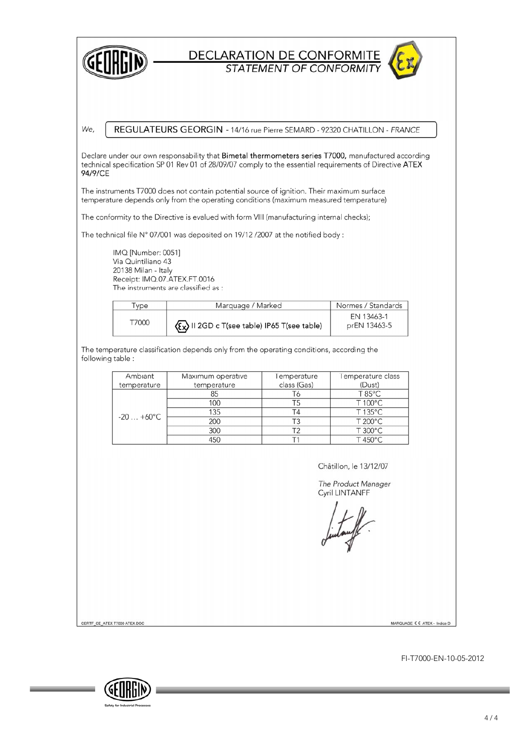# DECLARATION DE CONFORMITE

## *STATEMENT OF CONFORMITY*

*We,* **REGULATEURS GEORGIN** - 14/16 rue Pierre SEMARD - 92320 CHATILLON - *FRANCE*

Declare under our own responsability that **Bimetal thermometers series T7000,** manufactured according technical specification SP 01 Rev 01 of 28/09/07 comply to the essential requirements of Directive **ATEX 94/9/CE**

The instruments T7000 does not contain potential source of ignition. Their maximum surface temperature depends only from the operating conditions (maximum measured temperature)

The conformity to the Directive is evalued with form VIII (manufacturing internal checks);

The technical file N° 07/001 was deposited on 19/12 /2007 at the notified body :

IMQ [Number: 0051]
Via Quintiliano 43
20138 Milan - Italy
Receipt: IMQ.07.ATEX.FT.0016
The instruments are classified as :

| Type | Marquage / Marked | Normes / Standards |
|---|---|---|
| T7000 | Ex II 2GD c T(see table) **IP65** T(see table) | EN 13463-1<br>prEN 13463-5 |

The temperature classification depends only from the operating conditions, according the following table :

| Ambiant temperature | Maximum operative temperature | Temperature class (Gas) | Temperature class (Dust) |
|---|---|---|---|
| -20 … +60°C | 85 | T6 | T 85°C |
| | 100 | T5 | T 100°C |
| | 135 | T4 | T 135°C |
| | 200 | T3 | T 200°C |
| | 300 | T2 | T 300°C |
| | 450 | T1 | T 450°C |

Châtillon, le 13/12/07

*The Product Manager*
Cyril LINTANFF

CERTF_CE_ATEX T7000 ATEX.DOC

MARQUAGE CE ATEX - Indice D

FI-T7000-EN-10-05-2012